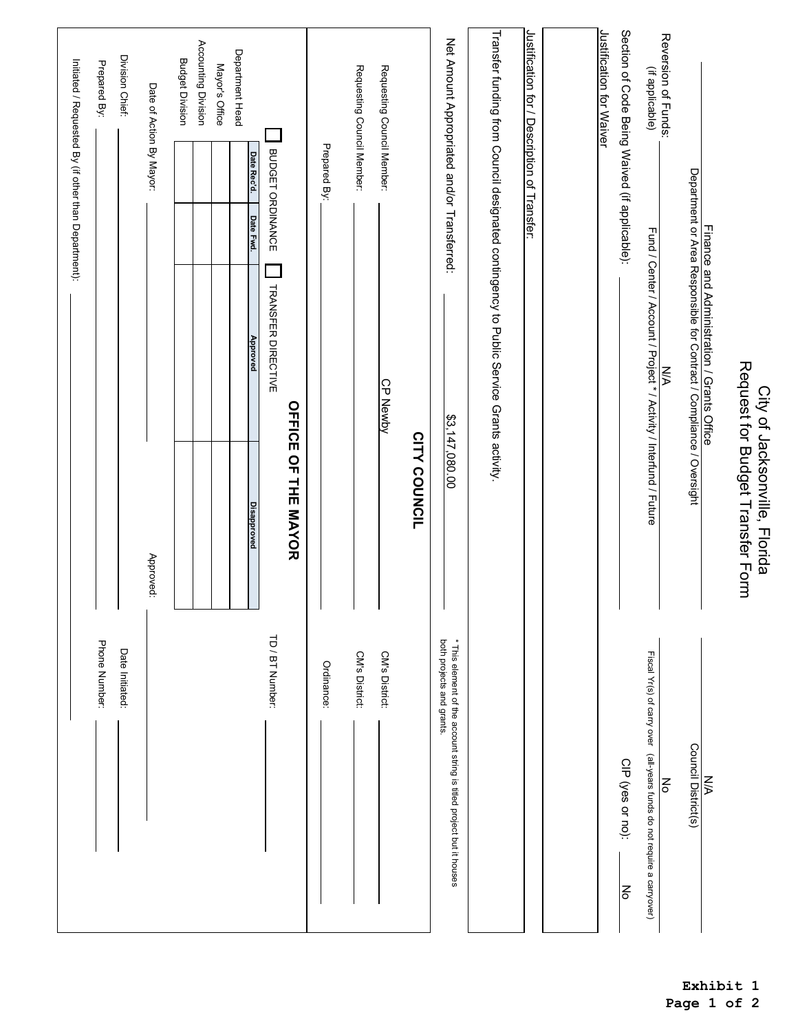# City of Jacksonville, Florida
## Request for Budget Transfer Form

Finance and Administration / Grants Office
Department or Area Responsible for Contract / Compliance / Oversight

N/A
Council District(s)

Reversion of Funds: (if applicable) N/A
Fund / Center / Account / Project * / Activity / Interfund / Future

No
Fiscal Yr(s) of carry over (all-years funds do not require a carryover)

Section of Code Being Waived (if applicable): ____________ CIP (yes or no): No

Justification for Waiver

Justification for / Description of Transfer:

Transfer funding from Council designated contingency to Public Service Grants activity.

Net Amount Appropriated and/or Transferred: $3,147,080.00

\* This element of the account string is titled project but it houses both projects and grants.

## CITY COUNCIL

Requesting Council Member: CP Newby  CM's District: ____________

Requesting Council Member: ____________  CM's District: ____________

Prepared By: ____________  Ordinance: ____________

## OFFICE OF THE MAYOR

☐ BUDGET ORDINANCE ☐ TRANSFER DIRECTIVE  TD / BT Number: ____________

| | Date Rec'd. | Date Fwd. | Approved | Disapproved |
|---|---|---|---|---|
| Department Head | | | | |
| Mayor's Office | | | | |
| Accounting Division | | | | |
| Budget Division | | | | |

Date of Action By Mayor: ____________ Approved: ____________

Division Chief: ____________ Date Initiated: ____________

Prepared By: ____________ Phone Number: ____________

Initiated / Requested By (if other than Department): ____________

**Exhibit 1**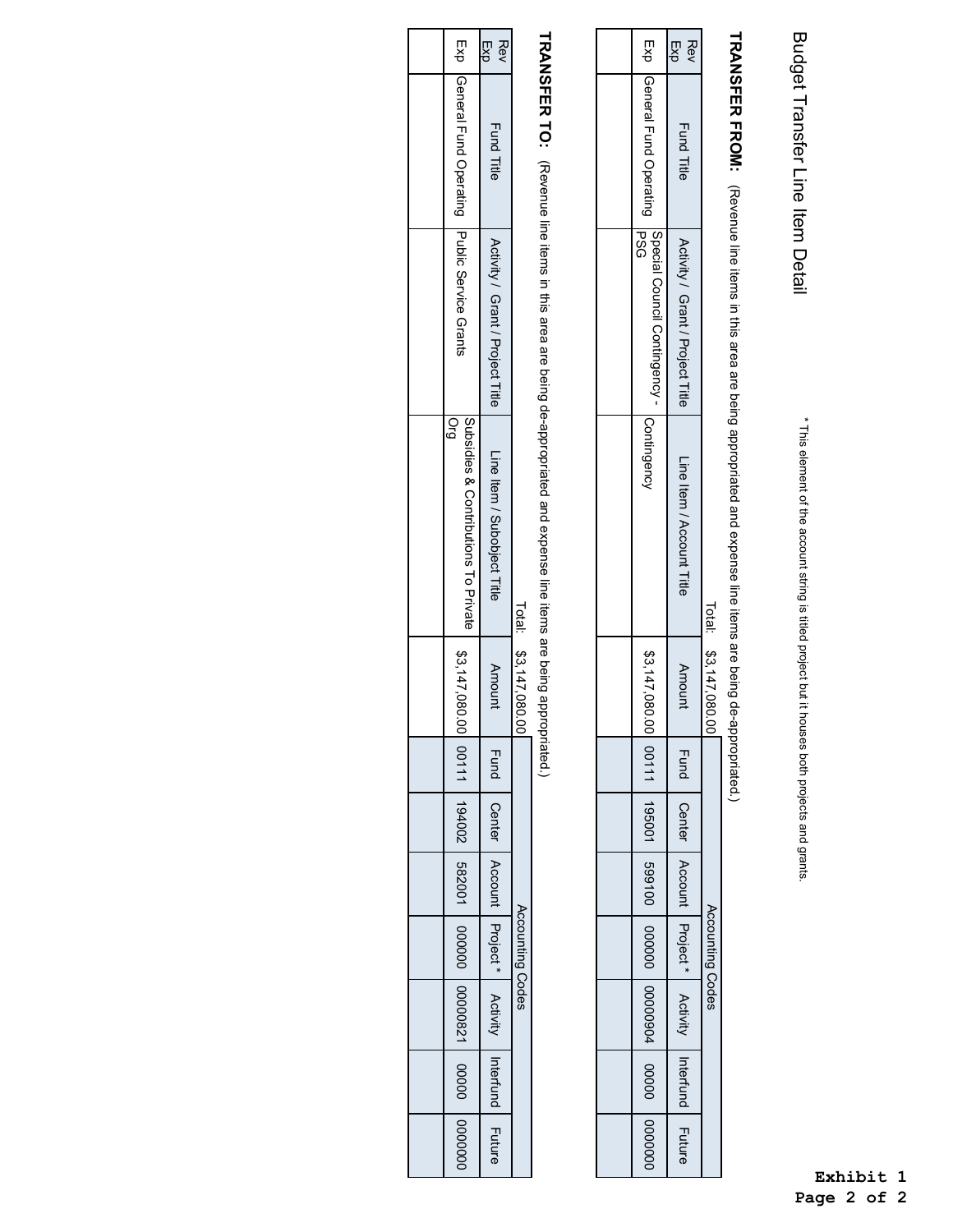# Budget Transfer Line Item Detail

\* This element of the account string is titled project but it houses both projects and grants.

**TRANSFER FROM:** (Revenue line items in this area are being appropriated and expense line items are being de-appropriated.)

| | | | | | Accounting Codes | | | | | | |
|---|---|---|---|---|---|---|---|---|---|---|---|
| | | | Total: | $3,147,080.00 | | | | | | | |
| Rev Exp | Fund Title | Activity / Grant / Project Title | Line Item / Account Title | Amount | Fund | Center | Account | Project * | Activity | Interfund | Future |
| Exp | General Fund Operating | Special Council Contingency - PSG | Contingency | $3,147,080.00 | 00111 | 195001 | 599100 | 00000 | 00000904 | 00000 | 000000 |
| | | | | | | | | | | | |

**TRANSFER TO:** (Revenue line items in this area are being de-appropriated and expense line items are being appropriated.)

| | | | | | Accounting Codes | | | | | | |
|---|---|---|---|---|---|---|---|---|---|---|---|
| | | | Total: | $3,147,080.00 | | | | | | | |
| Rev Exp | Fund Title | Activity / Grant / Project Title | Line Item / Subobject Title | Amount | Fund | Center | Account | Project * | Activity | Interfund | Future |
| Exp | General Fund Operating | Public Service Grants | Subsidies & Contributions To Private Org | $3,147,080.00 | 00111 | 194002 | 582001 | 00000 | 00000821 | 00000 | 000000 |
| | | | | | | | | | | | |

**Exhibit 1**
**Page 2 of 2**